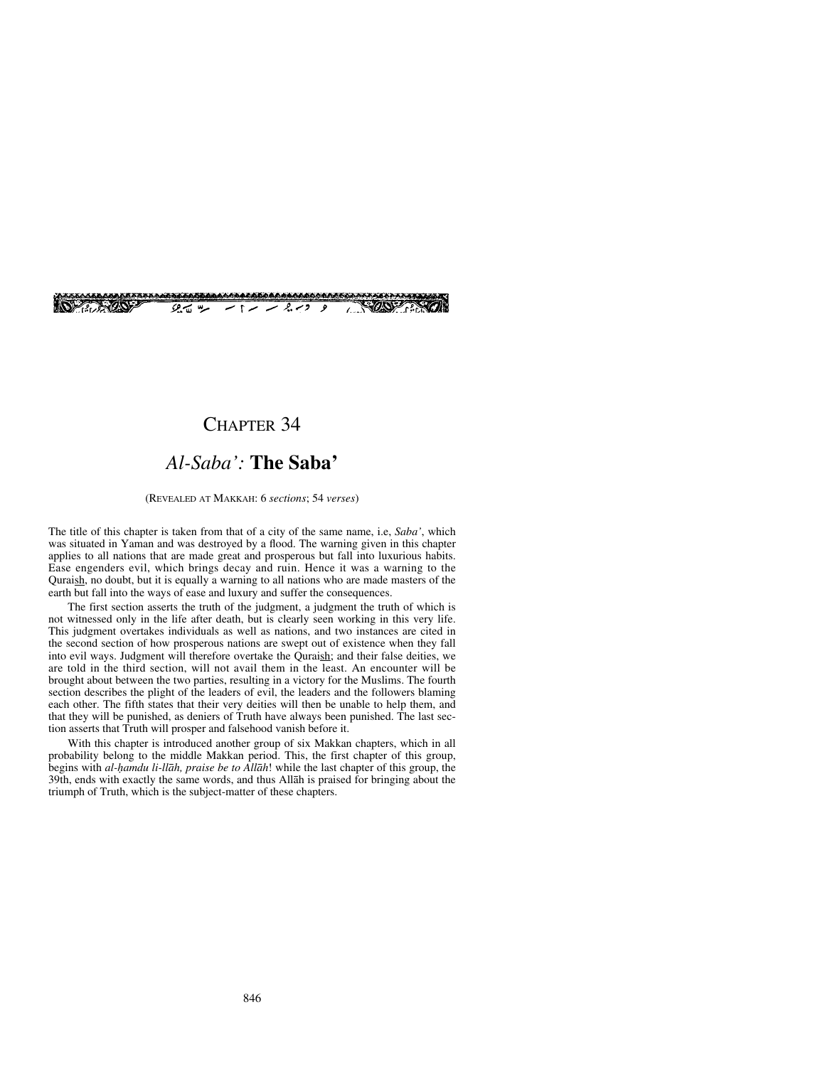# Chapter 34

## *Al-Saba':* **The Saba'**

(Revealed at Makkah: 6 *sections*; 54 *verses*)

The title of this chapter is taken from that of a city of the same name, i.e, *Saba'*, which was situated in Yaman and was destroyed by a flood. The warning given in this chapter applies to all nations that are made great and prosperous but fall into luxurious habits. Ease engenders evil, which brings decay and ruin. Hence it was a warning to the Quraish, no doubt, but it is equally a warning to all nations who are made masters of the earth but fall into the ways of ease and luxury and suffer the consequences.

The first section asserts the truth of the judgment, a judgment the truth of which is not witnessed only in the life after death, but is clearly seen working in this very life. This judgment overtakes individuals as well as nations, and two instances are cited in the second section of how prosperous nations are swept out of existence when they fall into evil ways. Judgment will therefore overtake the Quraish; and their false deities, we are told in the third section, will not avail them in the least. An encounter will be brought about between the two parties, resulting in a victory for the Muslims. The fourth section describes the plight of the leaders of evil, the leaders and the followers blaming each other. The fifth states that their very deities will then be unable to help them, and that they will be punished, as deniers of Truth have always been punished. The last section asserts that Truth will prosper and falsehood vanish before it.

With this chapter is introduced another group of six Makkan chapters, which in all probability belong to the middle Makkan period. This, the first chapter of this group, begins with *al-ḥamdu li-llāh, praise be to Allāh*! while the last chapter of this group, the 39th, ends with exactly the same words, and thus Allāh is praised for bringing about the triumph of Truth, which is the subject-matter of these chapters.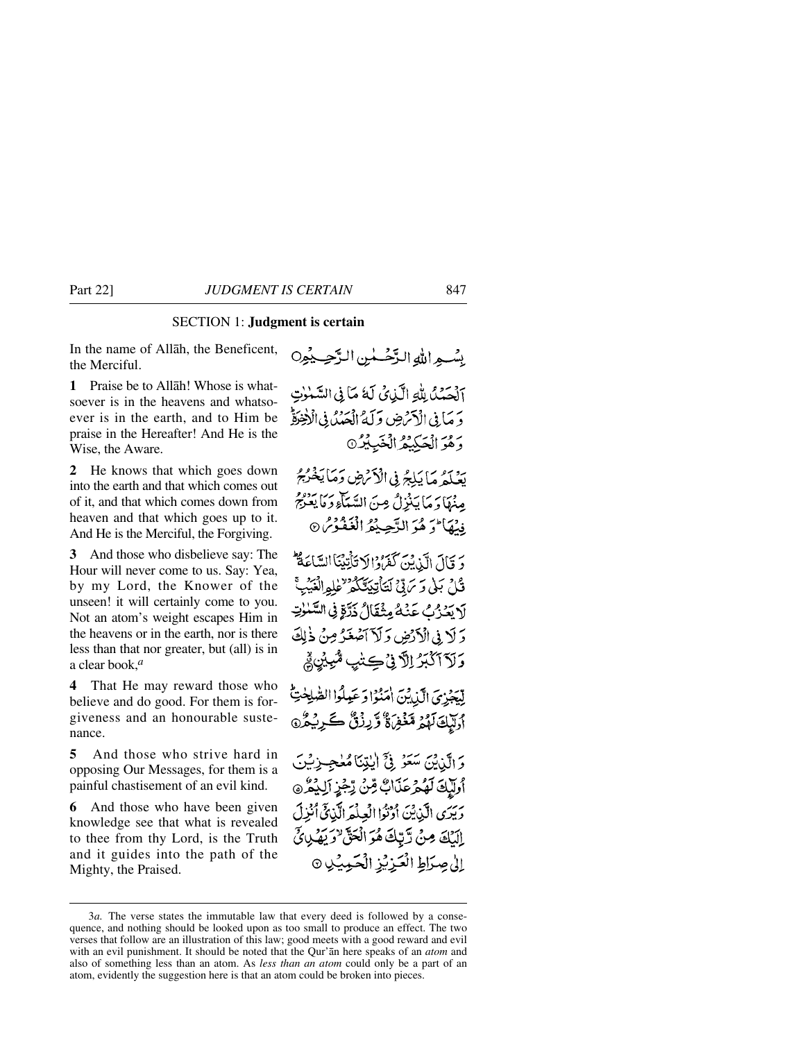## SECTION 1: **Judgment is certain**

In the name of Allāh, the Beneficent, the Merciful.

بِسْمِ اللّٰهِ الرَّحْمٰنِ الرَّحِيْمِ ۝

**1** Praise be to Allāh! Whose is whatsoever is in the heavens and whatsoever is in the earth, and to Him be praise in the Hereafter! And He is the Wise, the Aware.

اَلْحَمْدُ لِلّٰهِ الَّذِیْ لَهٗ مَا فِی السَّمٰوٰتِ وَ مَا فِی الْاَرْضِ وَ لَهُ الْحَمْدُ فِی الْاٰخِرَةِ ؕ وَ هُوَ الْحَكِیْمُ الْخَبِیْرُ ۝۱

**2** He knows that which goes down into the earth and that which comes out of it, and that which comes down from heaven and that which goes up to it. And He is the Merciful, the Forgiving.

یَعْلَمُ مَا یَلِجُ فِی الْاَرْضِ وَ مَا یَخْرُجُ مِنْهَا وَ مَا یَنْزِلُ مِنَ السَّمَآءِ وَ مَا یَعْرُجُ فِیْهَا ؕ وَ هُوَ الرَّحِیْمُ الْغَفُوْرُ ۝۲

**3** And those who disbelieve say: The Hour will never come to us. Say: Yea, by my Lord, the Knower of the unseen! it will certainly come to you. Not an atom's weight escapes Him in the heavens or in the earth, nor is there less than that nor greater, but (all) is in a clear book,[a]

وَ قَالَ الَّذِیْنَ كَفَرُوْا لَا تَاْتِیْنَا السَّاعَةُ ؕ قُلْ بَلٰی وَ رَبِّیْ لَتَاْتِیَنَّكُمْ ۙ عٰلِمِ الْغَیْبِ ۚ لَا یَعْزُبُ عَنْهُ مِثْقَالُ ذَرَّةٍ فِی السَّمٰوٰتِ وَ لَا فِی الْاَرْضِ وَ لَاۤ اَصْغَرُ مِنْ ذٰلِكَ وَ لَاۤ اَكْبَرُ اِلَّا فِیْ كِتٰبٍ مُّبِیْنٍ ۝۳

**4** That He may reward those who believe and do good. For them is forgiveness and an honourable sustenance.

لِّیَجْزِیَ الَّذِیْنَ اٰمَنُوْا وَ عَمِلُوا الصّٰلِحٰتِ ؕ اُولٰٓئِكَ لَهُمْ مَّغْفِرَةٌ وَّ رِزْقٌ كَرِیْمٌ ۝۴

**5** And those who strive hard in opposing Our Messages, for them is a painful chastisement of an evil kind.

وَ الَّذِیْنَ سَعَوْ فِیْۤ اٰیٰتِنَا مُعٰجِزِیْنَ اُولٰٓئِكَ لَهُمْ عَذَابٌ مِّنْ رِّجْزٍ اَلِیْمٌ ۝۵

**6** And those who have been given knowledge see that what is revealed to thee from thy Lord, is the Truth and it guides into the path of the Mighty, the Praised.

وَ یَرَی الَّذِیْنَ اُوْتُوا الْعِلْمَ الَّذِیْۤ اُنْزِلَ اِلَیْكَ مِنْ رَّبِّكَ هُوَ الْحَقَّ ۙ وَ یَهْدِیْۤ اِلٰی صِرَاطِ الْعَزِیْزِ الْحَمِیْدِ ۝۶

---

3*a.* The verse states the immutable law that every deed is followed by a consequence, and nothing should be looked upon as too small to produce an effect. The two verses that follow are an illustration of this law; good meets with a good reward and evil with an evil punishment. It should be noted that the Qur'ān here speaks of an *atom* and also of something less than an atom. As *less than an atom* could only be a part of an atom, evidently the suggestion here is that an atom could be broken into pieces.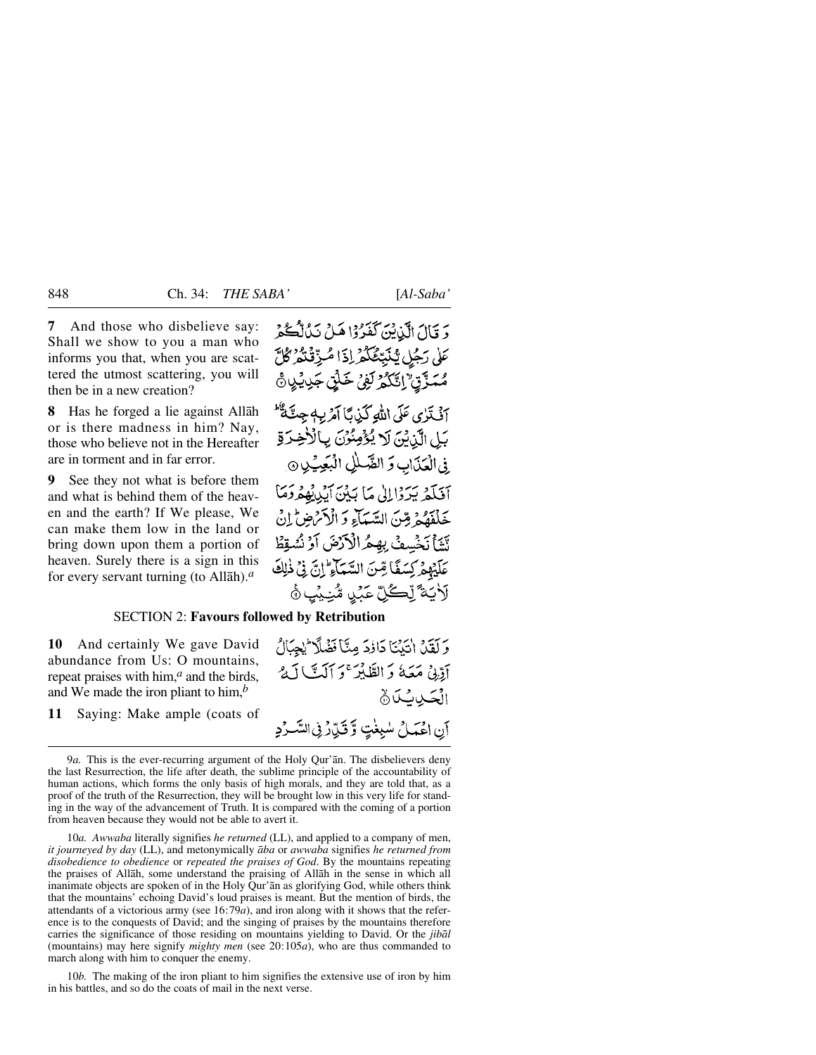**7** And those who disbelieve say: Shall we show to you a man who informs you that, when you are scattered the utmost scattering, you will then be in a new creation?

وَ قَالَ الَّذِيْنَ كَفَرُوْا هَلْ نَدُلُّكُمْ عَلٰى رَجُلٍ يُّنَبِّئُكُمْ اِذَا مُزِّقْتُمْ كُلَّ مُمَزَّقٍ ۙ اِنَّكُمْ لَفِيْ خَلْقٍ جَدِيْدٍ ۚ

**8** Has he forged a lie against Allāh or is there madness in him? Nay, those who believe not in the Hereafter are in torment and in far error.

اَفْتَرٰى عَلَى اللّٰهِ كَذِبًا اَمْ بِهٖ جِنَّةٌ ؕ بَلِ الَّذِيْنَ لَا يُؤْمِنُوْنَ بِالْاٰخِرَةِ فِى الْعَذَابِ وَ الضَّلٰلِ الْبَعِيْدِ

**9** See they not what is before them and what is behind them of the heaven and the earth? If We please, We can make them low in the land or bring down upon them a portion of heaven. Surely there is a sign in this for every servant turning (to Allāh).[a]

اَفَلَمْ يَرَوْا اِلٰى مَا بَيْنَ اَيْدِيْهِمْ وَ مَا خَلْفَهُمْ مِّنَ السَّمَآءِ وَ الْاَرْضِ ؕ اِنْ نَّشَاْ نَخْسِفْ بِهِمُ الْاَرْضَ اَوْ نُسْقِطْ عَلَيْهِمْ كِسَفًا مِّنَ السَّمَآءِ ؕ اِنَّ فِىْ ذٰلِكَ لَاٰيَةً لِّكُلِّ عَبْدٍ مُّنِيْبٍ

## SECTION 2: **Favours followed by Retribution**

**10** And certainly We gave David abundance from Us: O mountains, repeat praises with him,[a] and the birds, and We made the iron pliant to him,[b]

وَ لَقَدْ اٰتَيْنَا دَاوٗدَ مِنَّا فَضْلًا ؕ يٰجِبَالُ اَوِّبِىْ مَعَهٗ وَ الطَّيْرَ ۚ وَ اَلَنَّا لَهُ الْحَدِيْدَ ۙ

**11** Saying: Make ample (coats of

اَنِ اعْمَلْ سٰبِغٰتٍ وَّ قَدِّرْ فِى السَّرْدِ

---

9*a.* This is the ever-recurring argument of the Holy Qur'ān. The disbelievers deny the last Resurrection, the life after death, the sublime principle of the accountability of human actions, which forms the only basis of high morals, and they are told that, as a proof of the truth of the Resurrection, they will be brought low in this very life for standing in the way of the advancement of Truth. It is compared with the coming of a portion from heaven because they would not be able to avert it.

10*a.* *Awwaba* literally signifies *he returned* (LL), and applied to a company of men, *it journeyed by day* (LL), and metonymically *āba* or *awwaba* signifies *he returned from disobedience to obedience* or *repeated the praises of God*. By the mountains repeating the praises of Allāh, some understand the praising of Allāh in the sense in which all inanimate objects are spoken of in the Holy Qur'ān as glorifying God, while others think that the mountains' echoing David's loud praises is meant. But the mention of birds, the attendants of a victorious army (see 16:79*a*), and iron along with it shows that the reference is to the conquests of David; and the singing of praises by the mountains therefore carries the significance of those residing on mountains yielding to David. Or the *jibāl* (mountains) may here signify *mighty men* (see 20:105*a*), who are thus commanded to march along with him to conquer the enemy.

10*b.* The making of the iron pliant to him signifies the extensive use of iron by him in his battles, and so do the coats of mail in the next verse.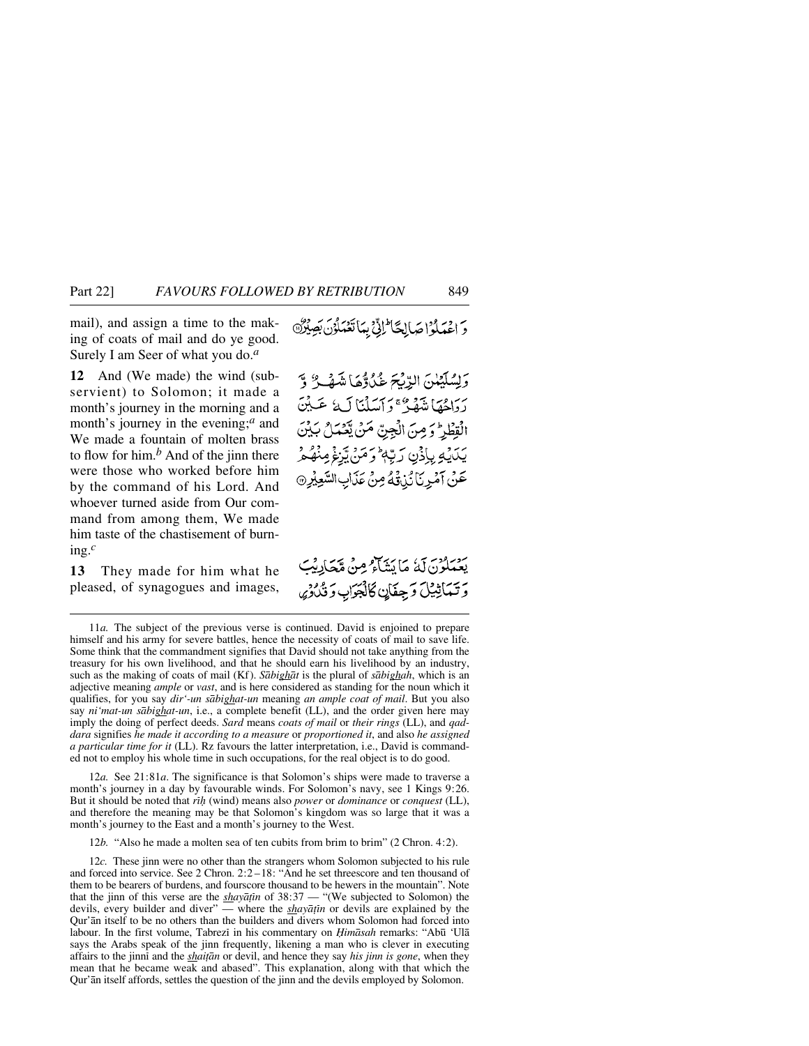mail), and assign a time to the making of coats of mail and do ye good. Surely I am Seer of what you do.[a]

وَ اعْمَلُوْا صَالِحًا ؕ اِنِّیْ بِمَا تَعْمَلُوْنَ بَصِیْرٌ ﴿۱۱﴾

**12** And (We made) the wind (subservient) to Solomon; it made a month's journey in the morning and a month's journey in the evening;[a] and We made a fountain of molten brass to flow for him.[b] And of the jinn there were those who worked before him by the command of his Lord. And whoever turned aside from Our command from among them, We made him taste of the chastisement of burning.[c]

وَ لِسُلَیْمٰنَ الرِّیْحَ غُدُوُّهَا شَهْرٌ وَّ رَوَاحُهَا شَهْرٌ ۚ وَ اَسَلْنَا لَهٗ عَیْنَ الْقِطْرِ ؕ وَ مِنَ الْجِنِّ مَنْ یَّعْمَلُ بَیْنَ یَدَیْهِ بِاِذْنِ رَبِّهٖ ؕ وَ مَنْ یَّزِغْ مِنْهُمْ عَنْ اَمْرِنَا نُذِقْهُ مِنْ عَذَابِ السَّعِیْرِ ﴿۱۲﴾

**13** They made for him what he pleased, of synagogues and images,

یَعْمَلُوْنَ لَهٗ مَا یَشَآءُ مِنْ مَّحَارِیْبَ وَ تَمَاثِیْلَ وَ جِفَانٍ كَالْجَوَابِ وَ قُدُوْرٍ

---

11*a.* The subject of the previous verse is continued. David is enjoined to prepare himself and his army for severe battles, hence the necessity of coats of mail to save life. Some think that the commandment signifies that David should not take anything from the treasury for his own livelihood, and that he should earn his livelihood by an industry, such as the making of coats of mail (Kf). *Sābighāt* is the plural of *sābighah*, which is an adjective meaning *ample* or *vast*, and is here considered as standing for the noun which it qualifies, for you say *dir'-un sābighat-un* meaning *an ample coat of mail*. But you also say *ni'mat-un sābighat-un*, i.e., a complete benefit (LL), and the order given here may imply the doing of perfect deeds. *Sard* means *coats of mail* or *their rings* (LL), and *qaddara* signifies *he made it according to a measure* or *proportioned it*, and also *he assigned a particular time for it* (LL). Rz favours the latter interpretation, i.e., David is commanded not to employ his whole time in such occupations, for the real object is to do good.

12*a.* See 21:81*a*. The significance is that Solomon's ships were made to traverse a month's journey in a day by favourable winds. For Solomon's navy, see 1 Kings 9:26. But it should be noted that *rīḥ* (wind) means also *power* or *dominance* or *conquest* (LL), and therefore the meaning may be that Solomon's kingdom was so large that it was a month's journey to the East and a month's journey to the West.

12*b.* "Also he made a molten sea of ten cubits from brim to brim" (2 Chron. 4:2).

12*c.* These jinn were no other than the strangers whom Solomon subjected to his rule and forced into service. See 2 Chron. 2:2–18: "And he set threescore and ten thousand of them to be bearers of burdens, and fourscore thousand to be hewers in the mountain". Note that the jinn of this verse are the *shayāṭīn* of 38:37 — "(We subjected to Solomon) the devils, every builder and diver" — where the *shayāṭīn* or devils are explained by the Qur'ān itself to be no others than the builders and divers whom Solomon had forced into labour. In the first volume, Tabrezī in his commentary on *Ḥimāsah* remarks: "Abū 'Ulā says the Arabs speak of the jinn frequently, likening a man who is clever in executing affairs to the jinnī and the *shaiṭān* or devil, and hence they say *his jinn is gone*, when they mean that he became weak and abased". This explanation, along with that which the Qur'ān itself affords, settles the question of the jinn and the devils employed by Solomon.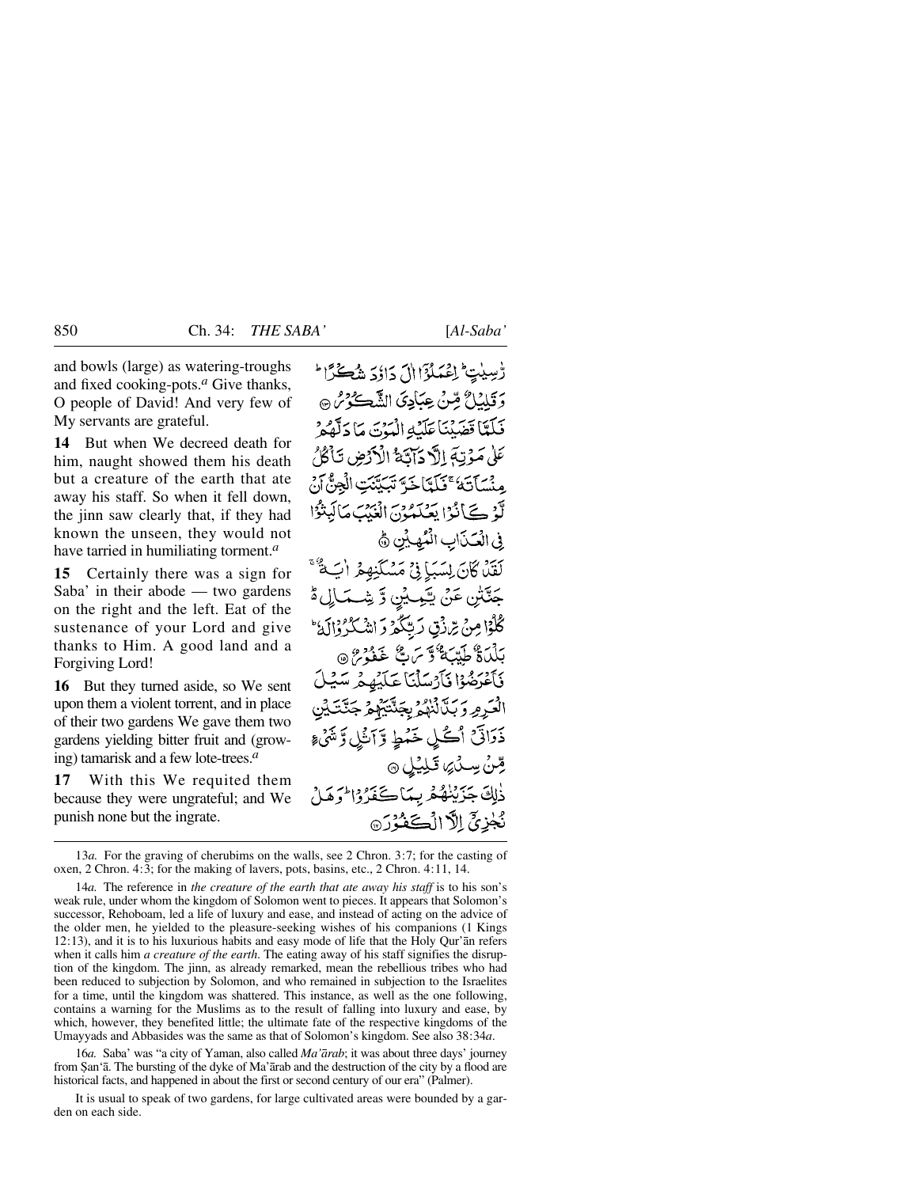and bowls (large) as watering-troughs and fixed cooking-pots.[a] Give thanks, O people of David! And very few of My servants are grateful.

رٰسِيٰتٍ ؕ اِعۡمَلُوۡۤا اٰلَ دَاوٗدَ شُكۡرًا ؕ وَ قَلِيۡلٌ مِّنۡ عِبَادِيَ الشَّكُوۡرُ ﴿۱۳﴾

**14** But when We decreed death for him, naught showed them his death but a creature of the earth that ate away his staff. So when it fell down, the jinn saw clearly that, if they had known the unseen, they would not have tarried in humiliating torment.[a]

فَلَمَّا قَضَيۡنَا عَلَيۡهِ الۡمَوۡتَ مَا دَلَّهُمۡ عَلٰى مَوۡتِهٖۤ اِلَّا دَآبَّةُ الۡاَرۡضِ تَاۡكُلُ مِنۡسَاَتَهٗ ۚ فَلَمَّا خَرَّ تَبَيَّنَتِ الۡجِنُّ اَنۡ لَّوۡ كَانُوۡا يَعۡلَمُوۡنَ الۡغَيۡبَ مَا لَبِثُوۡا فِي الۡعَذَابِ الۡمُهِيۡنِ ﴿۱۴﴾

**15** Certainly there was a sign for Saba' in their abode — two gardens on the right and the left. Eat of the sustenance of your Lord and give thanks to Him. A good land and a Forgiving Lord!

لَقَدۡ كَانَ لِسَبَاٍ فِيۡ مَسۡكَنِهِمۡ اٰيَةٌ ۚ جَنَّتٰنِ عَنۡ يَّمِيۡنٍ وَّ شِمَالٍ ۬ؕ كُلُوۡا مِنۡ رِّزۡقِ رَبِّكُمۡ وَ اشۡكُرُوۡا لَهٗ ؕ بَلۡدَةٌ طَيِّبَةٌ وَّ رَبٌّ غَفُوۡرٌ ﴿۱۵﴾

**16** But they turned aside, so We sent upon them a violent torrent, and in place of their two gardens We gave them two gardens yielding bitter fruit and (growing) tamarisk and a few lote-trees.[a]

فَاَعۡرَضُوۡا فَاَرۡسَلۡنَا عَلَيۡهِمۡ سَيۡلَ الۡعَرِمِ وَ بَدَّلۡنٰهُمۡ بِجَنَّتَيۡهِمۡ جَنَّتَيۡنِ ذَوَاتَيۡ اُكُلٍ خَمۡطٍ وَّ اَثۡلٍ وَّ شَيۡءٍ مِّنۡ سِدۡرٍ قَلِيۡلٍ ﴿۱۶﴾

**17** With this We requited them because they were ungrateful; and We punish none but the ingrate.

ذٰلِكَ جَزَيۡنٰهُمۡ بِمَا كَفَرُوۡا ؕ وَ هَلۡ نُجٰزِيۡۤ اِلَّا الۡكَفُوۡرَ ﴿۱۷﴾

---

13*a.* For the graving of cherubims on the walls, see 2 Chron. 3:7; for the casting of oxen, 2 Chron. 4:3; for the making of lavers, pots, basins, etc., 2 Chron. 4:11, 14.

14*a.* The reference in *the creature of the earth that ate away his staff* is to his son's weak rule, under whom the kingdom of Solomon went to pieces. It appears that Solomon's successor, Rehoboam, led a life of luxury and ease, and instead of acting on the advice of the older men, he yielded to the pleasure-seeking wishes of his companions (1 Kings 12:13), and it is to his luxurious habits and easy mode of life that the Holy Qur'ān refers when it calls him *a creature of the earth*. The eating away of his staff signifies the disruption of the kingdom. The jinn, as already remarked, mean the rebellious tribes who had been reduced to subjection by Solomon, and who remained in subjection to the Israelites for a time, until the kingdom was shattered. This instance, as well as the one following, contains a warning for the Muslims as to the result of falling into luxury and ease, by which, however, they benefited little; the ultimate fate of the respective kingdoms of the Umayyads and Abbasides was the same as that of Solomon's kingdom. See also 38:34*a*.

16*a.* Saba' was "a city of Yaman, also called *Ma'ārab*; it was about three days' journey from Ṣan'ā. The bursting of the dyke of Ma'ārab and the destruction of the city by a flood are historical facts, and happened in about the first or second century of our era" (Palmer).

It is usual to speak of two gardens, for large cultivated areas were bounded by a garden on each side.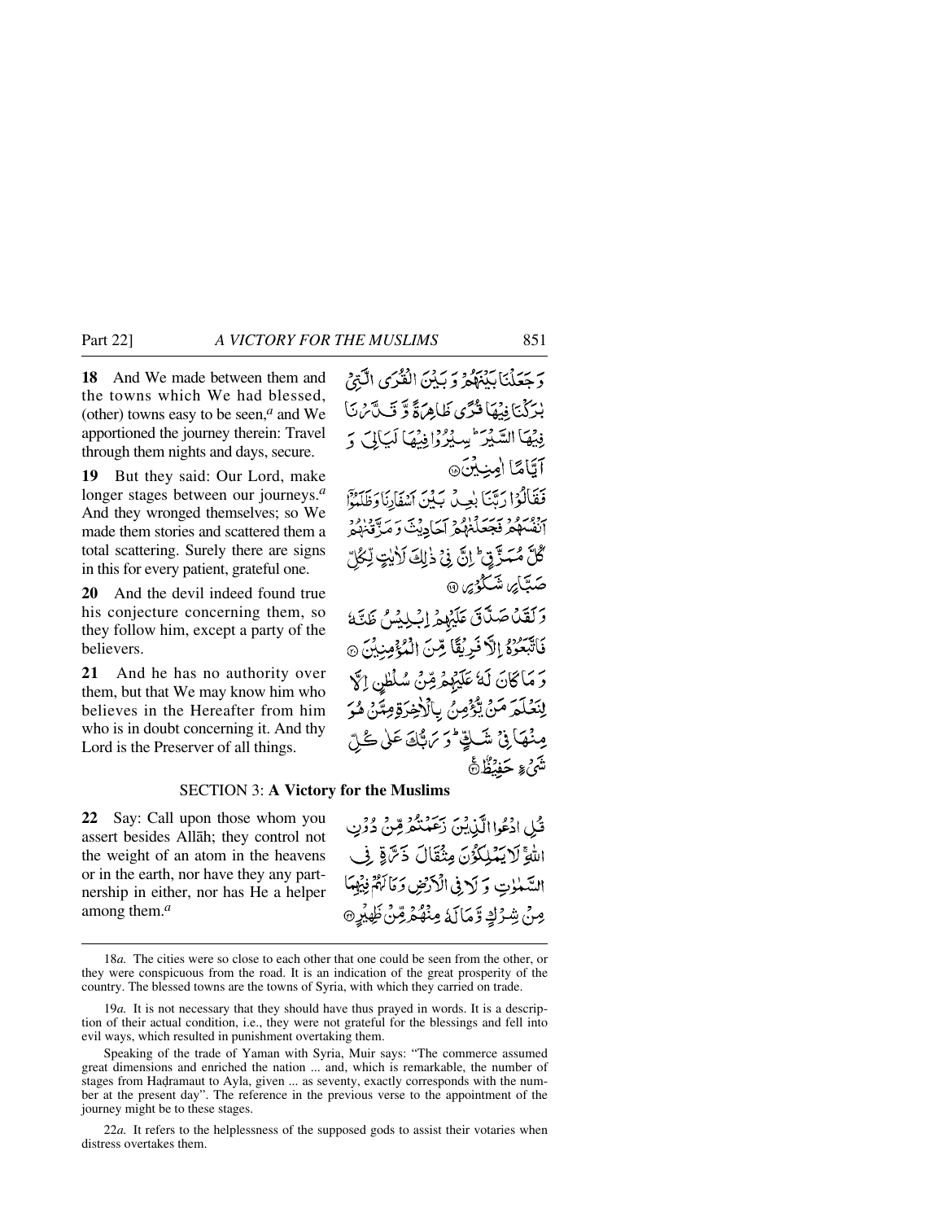**18** And We made between them and the towns which We had blessed, (other) towns easy to be seen,[a] and We apportioned the journey therein: Travel through them nights and days, secure.

وَ جَعَلْنَا بَيْنَهُمْ وَ بَيْنَ الْقُرَى الَّتِيْ بٰرَكْنَا فِيْهَا قُرًى ظَاهِرَةً وَّ قَدَّرْنَا فِيْهَا السَّيْرَ ۭ سِيْرُوْا فِيْهَا لَيَالِيَ وَ اَيَّامًا اٰمِنِيْنَ ﴿۱۸﴾

**19** But they said: Our Lord, make longer stages between our journeys.[a] And they wronged themselves; so We made them stories and scattered them a total scattering. Surely there are signs in this for every patient, grateful one.

فَقَالُوْا رَبَّنَا بٰعِدْ بَيْنَ اَسْفَارِنَا وَ ظَلَمُوْٓا اَنْفُسَهُمْ فَجَعَلْنٰهُمْ اَحَادِيْثَ وَ مَزَّقْنٰهُمْ كُلَّ مُمَزَّقٍ ۭ اِنَّ فِيْ ذٰلِكَ لَاٰيٰتٍ لِّكُلِّ صَبَّارٍ شَكُوْرٍ ﴿۱۹﴾

**20** And the devil indeed found true his conjecture concerning them, so they follow him, except a party of the believers.

وَ لَقَدْ صَدَّقَ عَلَيْهِمْ اِبْلِيْسُ ظَنَّهٗ فَاتَّبَعُوْهُ اِلَّا فَرِيْقًا مِّنَ الْمُؤْمِنِيْنَ ﴿۲۰﴾

**21** And he has no authority over them, but that We may know him who believes in the Hereafter from him who is in doubt concerning it. And thy Lord is the Preserver of all things.

وَ مَا كَانَ لَهٗ عَلَيْهِمْ مِّنْ سُلْطٰنٍ اِلَّا لِنَعْلَمَ مَنْ يُّؤْمِنُ بِالْاٰخِرَةِ مِمَّنْ هُوَ مِنْهَا فِيْ شَكٍّ ۭ وَ رَبُّكَ عَلٰى كُلِّ شَيْءٍ حَفِيْظٌ ﴿۲۱﴾

## SECTION 3: A Victory for the Muslims

**22** Say: Call upon those whom you assert besides Allāh; they control not the weight of an atom in the heavens or in the earth, nor have they any partnership in either, nor has He a helper among them.[a]

قُلِ ادْعُوا الَّذِيْنَ زَعَمْتُمْ مِّنْ دُوْنِ اللّٰهِ ۚ لَا يَمْلِكُوْنَ مِثْقَالَ ذَرَّةٍ فِي السَّمٰوٰتِ وَ لَا فِي الْاَرْضِ وَ مَا لَهُمْ فِيْهِمَا مِنْ شِرْكٍ وَّ مَا لَهٗ مِنْهُمْ مِّنْ ظَهِيْرٍ ﴿۲۲﴾

---

18*a.* The cities were so close to each other that one could be seen from the other, or they were conspicuous from the road. It is an indication of the great prosperity of the country. The blessed towns are the towns of Syria, with which they carried on trade.

19*a.* It is not necessary that they should have thus prayed in words. It is a description of their actual condition, i.e., they were not grateful for the blessings and fell into evil ways, which resulted in punishment overtaking them.

Speaking of the trade of Yaman with Syria, Muir says: "The commerce assumed great dimensions and enriched the nation ... and, which is remarkable, the number of stages from Haḍramaut to Ayla, given ... as seventy, exactly corresponds with the number at the present day". The reference in the previous verse to the appointment of the journey might be to these stages.

22*a.* It refers to the helplessness of the supposed gods to assist their votaries when distress overtakes them.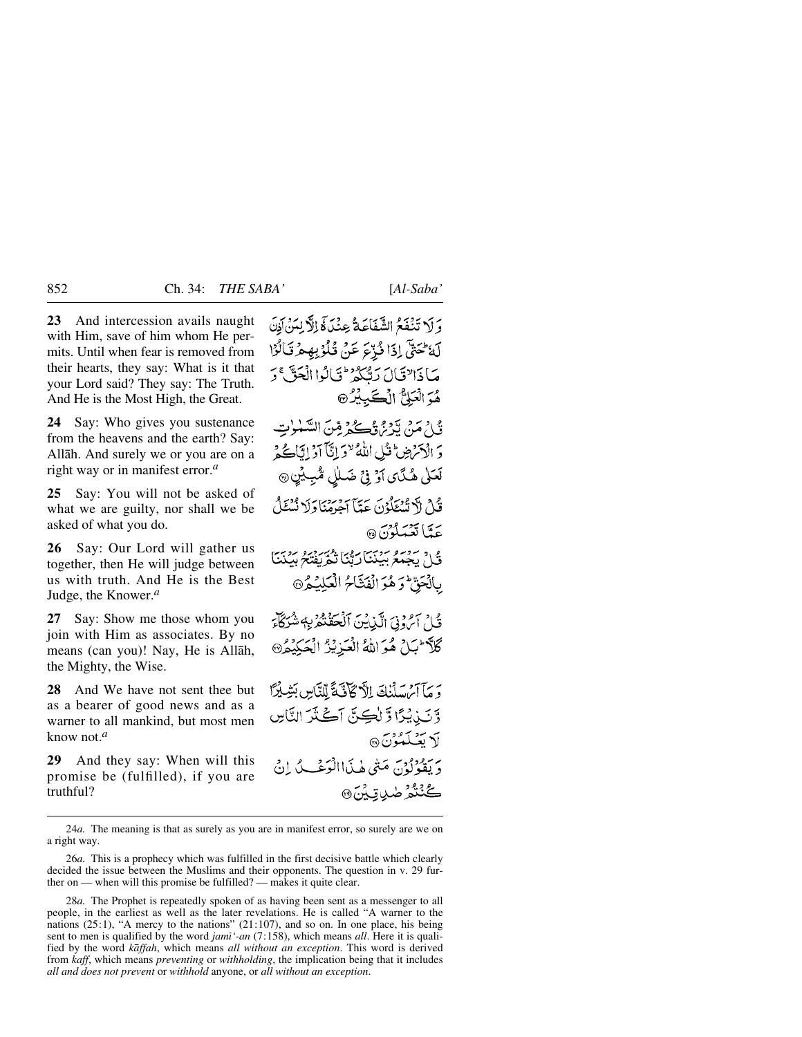**23** And intercession avails naught with Him, save of him whom He permits. Until when fear is removed from their hearts, they say: What is it that your Lord said? They say: The Truth. And He is the Most High, the Great.

وَلَا تَنۡفَعُ الشَّفَاعَةُ عِنۡدَهٗۤ اِلَّا لِمَنۡ اَذِنَ لَهٗ ؕ حَتّٰۤی اِذَا فُزِّعَ عَنۡ قُلُوۡبِہِمۡ قَالُوۡا مَاذَا ۙ قَالَ رَبُّکُمۡ ؕ قَالُوا الۡحَقَّ ۚ وَ ہُوَ الۡعَلِیُّ الۡکَبِیۡرُ ﴿۲۳﴾

**24** Say: Who gives you sustenance from the heavens and the earth? Say: Allāh. And surely we or you are on a right way or in manifest error.*a*

قُلۡ مَنۡ یَّرۡزُقُکُمۡ مِّنَ السَّمٰوٰتِ وَ الۡاَرۡضِ ؕ قُلِ اللّٰہُ ۙ وَ اِنَّاۤ اَوۡ اِیَّاکُمۡ لَعَلٰی ہُدًی اَوۡ فِیۡ ضَلٰلٍ مُّبِیۡنٍ ﴿۲۴﴾

**25** Say: You will not be asked of what we are guilty, nor shall we be asked of what you do.

قُلۡ لَّا تُسۡـَٔلُوۡنَ عَمَّاۤ اَجۡرَمۡنَا وَ لَا نُسۡـَٔلُ عَمَّا تَعۡمَلُوۡنَ ﴿۲۵﴾

**26** Say: Our Lord will gather us together, then He will judge between us with truth. And He is the Best Judge, the Knower.*a*

قُلۡ یَجۡمَعُ بَیۡنَنَا رَبُّنَا ثُمَّ یَفۡتَحُ بَیۡنَنَا بِالۡحَقِّ ؕ وَ ہُوَ الۡفَتَّاحُ الۡعَلِیۡمُ ﴿۲۶﴾

**27** Say: Show me those whom you join with Him as associates. By no means (can you)! Nay, He is Allāh, the Mighty, the Wise.

قُلۡ اَرُوۡنِیَ الَّذِیۡنَ اَلۡحَقۡتُمۡ بِہٖ شُرَکَآءَ کَلَّا ؕ بَلۡ ہُوَ اللّٰہُ الۡعَزِیۡزُ الۡحَکِیۡمُ ﴿۲۷﴾

**28** And We have not sent thee but as a bearer of good news and as a warner to all mankind, but most men know not.*a*

وَ مَاۤ اَرۡسَلۡنٰکَ اِلَّا کَآفَّۃً لِّلنَّاسِ بَشِیۡرًا وَّ نَذِیۡرًا وَّ لٰکِنَّ اَکۡثَرَ النَّاسِ لَا یَعۡلَمُوۡنَ ﴿۲۸﴾

**29** And they say: When will this promise be (fulfilled), if you are truthful?

وَ یَقُوۡلُوۡنَ مَتٰی ہٰذَا الۡوَعۡدُ اِنۡ کُنۡتُمۡ صٰدِقِیۡنَ ﴿۲۹﴾

---

24*a.* The meaning is that as surely as you are in manifest error, so surely are we on a right way.

26*a.* This is a prophecy which was fulfilled in the first decisive battle which clearly decided the issue between the Muslims and their opponents. The question in v. 29 further on — when will this promise be fulfilled? — makes it quite clear.

28*a.* The Prophet is repeatedly spoken of as having been sent as a messenger to all people, in the earliest as well as the later revelations. He is called "A warner to the nations (25:1), "A mercy to the nations" (21:107), and so on. In one place, his being sent to men is qualified by the word *jamī'-an* (7:158), which means *all*. Here it is qualified by the word *kāffah*, which means *all without an exception*. This word is derived from *kaff*, which means *preventing* or *withholding*, the implication being that it includes *all and does not prevent* or *withhold* anyone, or *all without an exception*.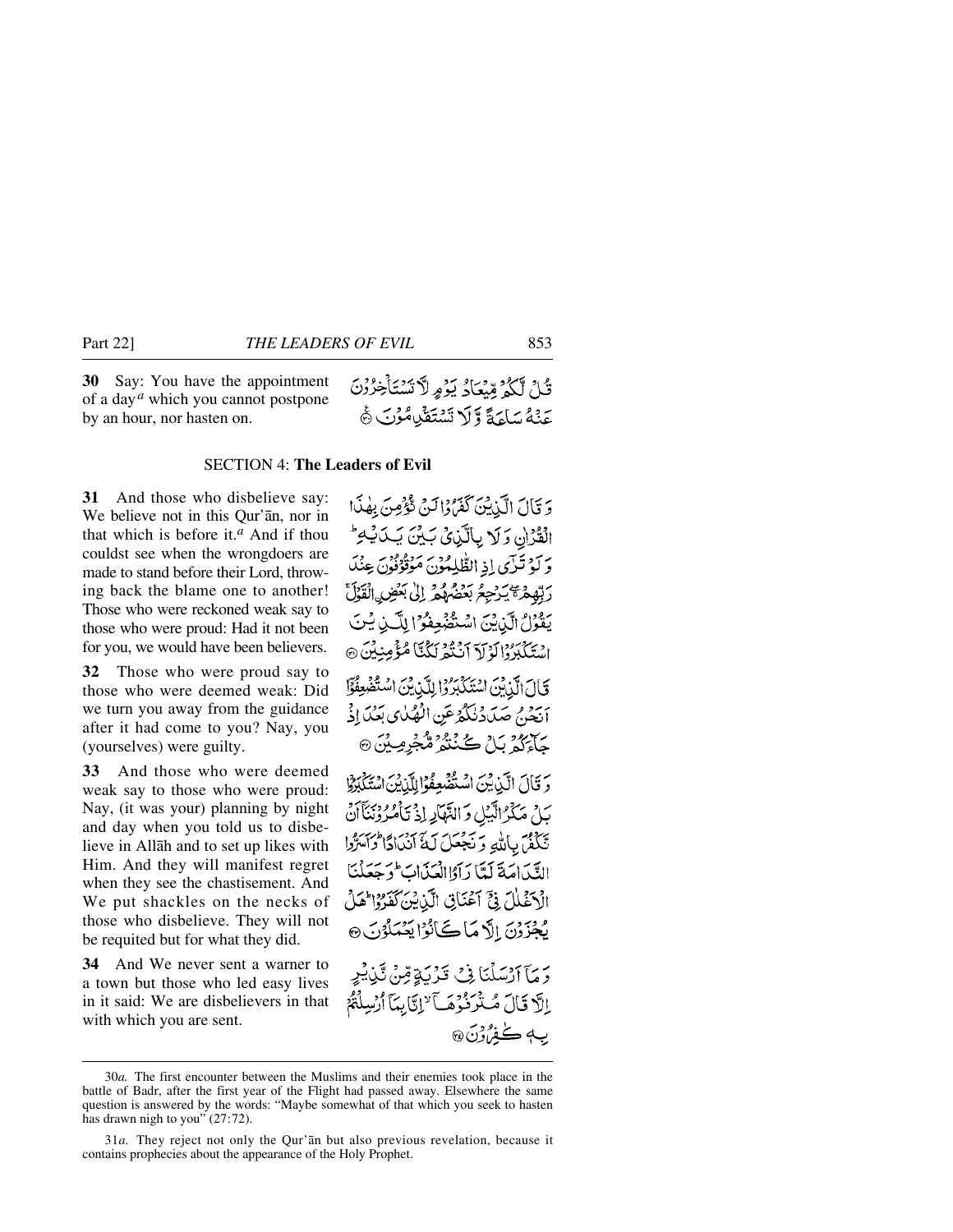**30** Say: You have the appointment of a day[a] which you cannot postpone by an hour, nor hasten on.

قُلْ لَّكُمْ مِّيْعَادُ يَوْمٍ لَّا تَسْتَأْخِرُوْنَ عَنْهُ سَاعَةً وَّلَا تَسْتَقْدِمُوْنَ ﴿٣٠﴾

## SECTION 4: **The Leaders of Evil**

**31** And those who disbelieve say: We believe not in this Qur'ān, nor in that which is before it.[a] And if thou couldst see when the wrongdoers are made to stand before their Lord, throwing back the blame one to another! Those who were reckoned weak say to those who were proud: Had it not been for you, we would have been believers.

وَقَالَ الَّذِيْنَ كَفَرُوْا لَنْ نُّؤْمِنَ بِهٰذَا الْقُرْاٰنِ وَلَا بِالَّذِيْ بَيْنَ يَدَيْهِ ؕ وَلَوْ تَرٰۤى اِذِ الظّٰلِمُوْنَ مَوْقُوْفُوْنَ عِنْدَ رَبِّهِمْ ۖۚ يَرْجِعُ بَعْضُهُمْ اِلٰى بَعْضِ ۣالْقَوْلَ ۚ يَقُوْلُ الَّذِيْنَ اسْتُضْعِفُوْا لِلَّذِيْنَ اسْتَكْبَرُوْا لَوْلَاۤ اَنْتُمْ لَكُنَّا مُؤْمِنِيْنَ ﴿٣١﴾

**32** Those who were proud say to those who were deemed weak: Did we turn you away from the guidance after it had come to you? Nay, you (yourselves) were guilty.

قَالَ الَّذِيْنَ اسْتَكْبَرُوْا لِلَّذِيْنَ اسْتُضْعِفُوْۤا اَنَحْنُ صَدَدْنٰكُمْ عَنِ الْهُدٰى بَعْدَ اِذْ جَآءَكُمْ بَلْ كُنْتُمْ مُّجْرِمِيْنَ ﴿٣٢﴾

**33** And those who were deemed weak say to those who were proud: Nay, (it was your) planning by night and day when you told us to disbelieve in Allāh and to set up likes with Him. And they will manifest regret when they see the chastisement. And We put shackles on the necks of those who disbelieve. They will not be requited but for what they did.

وَقَالَ الَّذِيْنَ اسْتُضْعِفُوْا لِلَّذِيْنَ اسْتَكْبَرُوْا بَلْ مَكْرُ الَّيْلِ وَالنَّهَارِ اِذْ تَاْمُرُوْنَنَاۤ اَنْ نَّكْفُرَ بِاللّٰهِ وَنَجْعَلَ لَهٗۤ اَنْدَادًا ؕ وَاَسَرُّوا النَّدَامَةَ لَمَّا رَاَوُا الْعَذَابَ ؕ وَجَعَلْنَا الْاَغْلٰلَ فِيْۤ اَعْنَاقِ الَّذِيْنَ كَفَرُوْا ؕ هَلْ يُجْزَوْنَ اِلَّا مَا كَانُوْا يَعْمَلُوْنَ ﴿٣٣﴾

**34** And We never sent a warner to a town but those who led easy lives in it said: We are disbelievers in that with which you are sent.

وَمَاۤ اَرْسَلْنَا فِيْ قَرْيَةٍ مِّنْ نَّذِيْرٍ اِلَّا قَالَ مُتْرَفُوْهَاۤ ۙ اِنَّا بِمَاۤ اُرْسِلْتُمْ بِهٖ كٰفِرُوْنَ ﴿٣٤﴾

---

30*a.* The first encounter between the Muslims and their enemies took place in the battle of Badr, after the first year of the Flight had passed away. Elsewhere the same question is answered by the words: "Maybe somewhat of that which you seek to hasten has drawn nigh to you" (27:72).

31*a.* They reject not only the Qur'ān but also previous revelation, because it contains prophecies about the appearance of the Holy Prophet.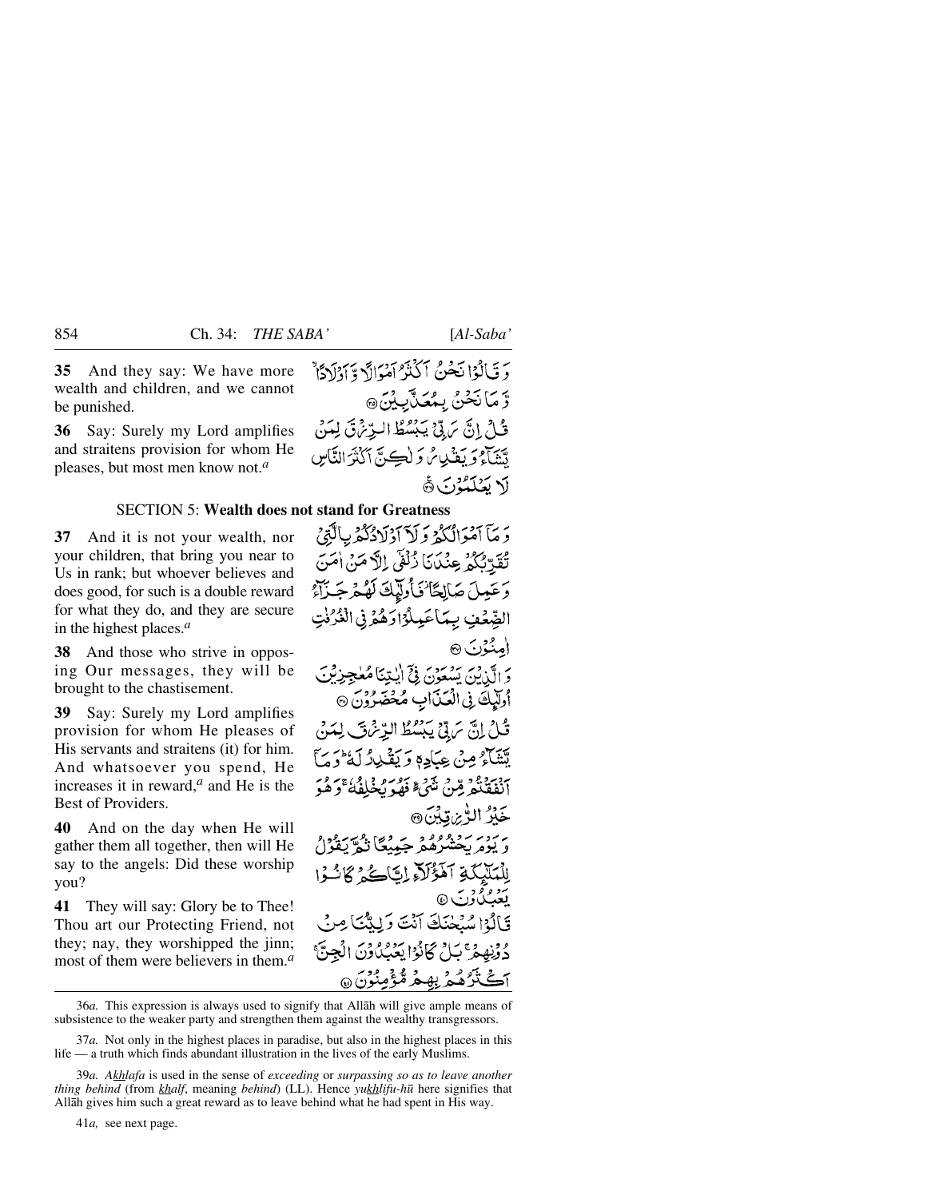**35** And they say: We have more wealth and children, and we cannot be punished.

وَ قَالُوۡا نَحۡنُ اَکۡثَرُ اَمۡوَالًا وَّ اَوۡلَادًا ۙ وَّ مَا نَحۡنُ بِمُعَذَّبِیۡنَ ﴿۳۵﴾

**36** Say: Surely my Lord amplifies and straitens provision for whom He pleases, but most men know not.[a]

قُلۡ اِنَّ رَبِّیۡ یَبۡسُطُ الرِّزۡقَ لِمَنۡ یَّشَآءُ وَ یَقۡدِرُ وَ لٰکِنَّ اَکۡثَرَ النَّاسِ لَا یَعۡلَمُوۡنَ ﴿۳۶﴾

### SECTION 5: Wealth does not stand for Greatness

**37** And it is not your wealth, nor your children, that bring you near to Us in rank; but whoever believes and does good, for such is a double reward for what they do, and they are secure in the highest places.[a]

وَ مَاۤ اَمۡوَالُکُمۡ وَ لَاۤ اَوۡلَادُکُمۡ بِالَّتِیۡ تُقَرِّبُکُمۡ عِنۡدَنَا زُلۡفٰۤی اِلَّا مَنۡ اٰمَنَ وَ عَمِلَ صَالِحًا ۫ فَاُولٰٓئِکَ لَہُمۡ جَزَآءُ الضِّعۡفِ بِمَا عَمِلُوۡا وَ ہُمۡ فِی الۡغُرُفٰتِ اٰمِنُوۡنَ ﴿۳۷﴾

**38** And those who strive in opposing Our messages, they will be brought to the chastisement.

وَ الَّذِیۡنَ یَسۡعَوۡنَ فِیۡۤ اٰیٰتِنَا مُعٰجِزِیۡنَ اُولٰٓئِکَ فِی الۡعَذَابِ مُحۡضَرُوۡنَ ﴿۳۸﴾

**39** Say: Surely my Lord amplifies provision for whom He pleases of His servants and straitens (it) for him. And whatsoever you spend, He increases it in reward,[a] and He is the Best of Providers.

قُلۡ اِنَّ رَبِّیۡ یَبۡسُطُ الرِّزۡقَ لِمَنۡ یَّشَآءُ مِنۡ عِبَادِہٖ وَ یَقۡدِرُ لَہٗ ؕ وَ مَاۤ اَنۡفَقۡتُمۡ مِّنۡ شَیۡءٍ فَہُوَ یُخۡلِفُہٗ ۚ وَ ہُوَ خَیۡرُ الرّٰزِقِیۡنَ ﴿۳۹﴾

**40** And on the day when He will gather them all together, then will He say to the angels: Did these worship you?

وَ یَوۡمَ یَحۡشُرُہُمۡ جَمِیۡعًا ثُمَّ یَقُوۡلُ لِلۡمَلٰٓئِکَۃِ اَہٰۤؤُلَآءِ اِیَّاکُمۡ کَانُوۡا یَعۡبُدُوۡنَ ﴿۴۰﴾

**41** They will say: Glory be to Thee! Thou art our Protecting Friend, not they; nay, they worshipped the jinn; most of them were believers in them.[a]

قَالُوۡا سُبۡحٰنَکَ اَنۡتَ وَلِیُّنَا مِنۡ دُوۡنِہِمۡ ۚ بَلۡ کَانُوۡا یَعۡبُدُوۡنَ الۡجِنَّ ۚ اَکۡثَرُہُمۡ بِہِمۡ مُّؤۡمِنُوۡنَ ﴿۴۱﴾

---

36*a.* This expression is always used to signify that Allāh will give ample means of subsistence to the weaker party and strengthen them against the wealthy transgressors.

37*a.* Not only in the highest places in paradise, but also in the highest places in this life — a truth which finds abundant illustration in the lives of the early Muslims.

39*a.* *Akhlafa* is used in the sense of *exceeding* or *surpassing so as to leave another thing behind* (from *khalf*, meaning *behind*) (LL). Hence *yukhlifu-hū* here signifies that Allāh gives him such a great reward as to leave behind what he had spent in His way.

41*a,* see next page.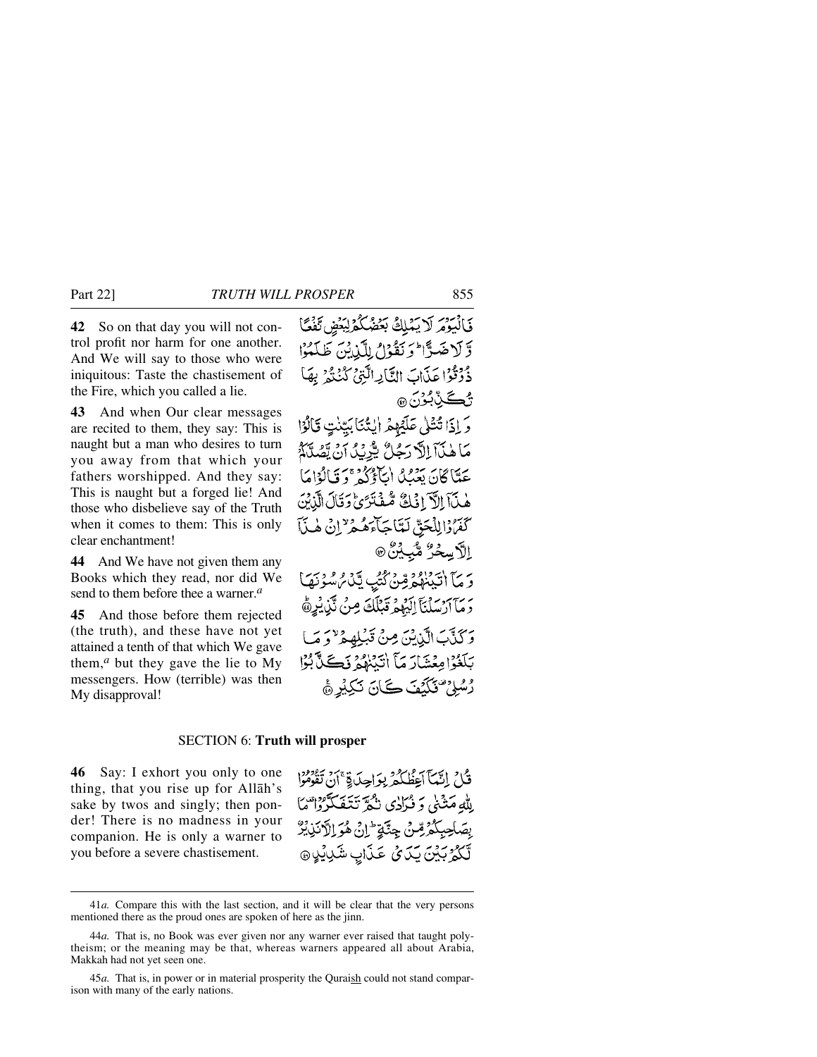**42** So on that day you will not control profit nor harm for one another. And We will say to those who were iniquitous: Taste the chastisement of the Fire, which you called a lie.

فَالْيَوْمَ لَا يَمْلِكُ بَعْضُكُمْ لِبَعْضٍ نَّفْعًا وَّلَا ضَرًّا ۭ وَنَقُوْلُ لِلَّذِيْنَ ظَلَمُوْا ذُوْقُوْا عَذَابَ النَّارِ الَّتِيْ كُنْتُمْ بِهَا تُكَذِّبُوْنَ ۝

**43** And when Our clear messages are recited to them, they say: This is naught but a man who desires to turn you away from that which your fathers worshipped. And they say: This is naught but a forged lie! And those who disbelieve say of the Truth when it comes to them: This is only clear enchantment!

وَاِذَا تُتْلٰى عَلَيْهِمْ اٰيٰتُنَا بَيِّنٰتٍ قَالُوْا مَا هٰذَآ اِلَّا رَجُلٌ يُّرِيْدُ اَنْ يَّصُدَّكُمْ عَمَّا كَانَ يَعْبُدُ اٰبَآؤُكُمْ ۚ وَقَالُوْا مَا هٰذَآ اِلَّآ اِفْكٌ مُّفْتَرًى ۭ وَقَالَ الَّذِيْنَ كَفَرُوْا لِلْحَقِّ لَمَّا جَآءَهُمْ ۙ اِنْ هٰذَآ اِلَّا سِحْرٌ مُّبِيْنٌ ۝

**44** And We have not given them any Books which they read, nor did We send to them before thee a warner.[a]

وَمَآ اٰتَيْنٰهُمْ مِّنْ كُتُبٍ يَّدْرُسُوْنَهَا وَمَآ اَرْسَلْنَآ اِلَيْهِمْ قَبْلَكَ مِنْ نَّذِيْرٍ ۝

**45** And those before them rejected (the truth), and these have not yet attained a tenth of that which We gave them,[a] but they gave the lie to My messengers. How (terrible) was then My disapproval!

وَكَذَّبَ الَّذِيْنَ مِنْ قَبْلِهِمْ ۙ وَمَا بَلَغُوْا مِعْشَارَ مَآ اٰتَيْنٰهُمْ فَكَذَّبُوْا رُسُلِيْ ۣ فَكَيْفَ كَانَ نَكِيْرِ ۝

## SECTION 6: Truth will prosper

**46** Say: I exhort you only to one thing, that you rise up for Allāh's sake by twos and singly; then ponder! There is no madness in your companion. He is only a warner to you before a severe chastisement.

قُلْ اِنَّمَآ اَعِظُكُمْ بِوَاحِدَةٍ ۚ اَنْ تَقُوْمُوْا لِلّٰهِ مَثْنٰى وَفُرَادٰى ثُمَّ تَتَفَكَّرُوْا ۣ مَا بِصَاحِبِكُمْ مِّنْ جِنَّةٍ ۭ اِنْ هُوَ اِلَّا نَذِيْرٌ لَّكُمْ بَيْنَ يَدَيْ عَذَابٍ شَدِيْدٍ ۝

---

41*a.* Compare this with the last section, and it will be clear that the very persons mentioned there as the proud ones are spoken of here as the jinn.

44*a.* That is, no Book was ever given nor any warner ever raised that taught polytheism; or the meaning may be that, whereas warners appeared all about Arabia, Makkah had not yet seen one.

45*a.* That is, in power or in material prosperity the Quraish could not stand comparison with many of the early nations.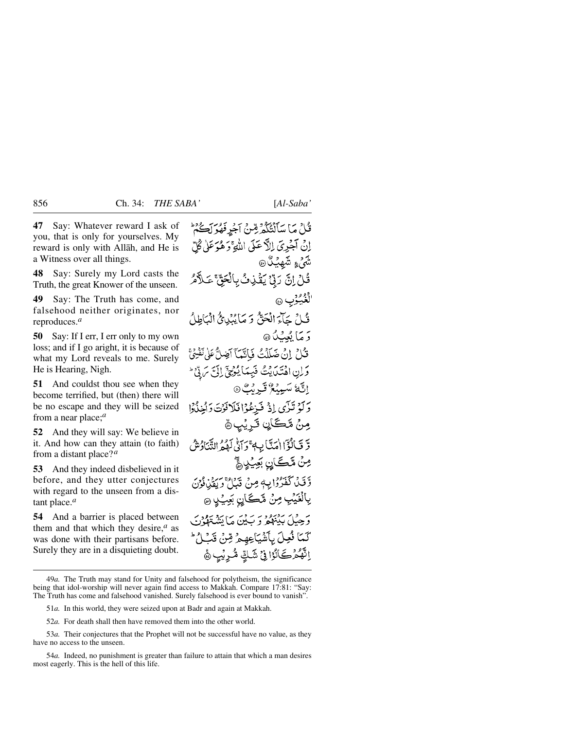**47** Say: Whatever reward I ask of you, that is only for yourselves. My reward is only with Allāh, and He is a Witness over all things.

قُلْ مَا سَاَلْتُكُمْ مِّنْ اَجْرٍ فَهُوَ لَكُمْ ؕ اِنْ اَجْرِیَ اِلَّا عَلَی اللّٰہِ ۚ وَ هُوَ عَلٰی كُلِّ شَیْءٍ شَهِیْدٌ ﴿۴۷﴾

**48** Say: Surely my Lord casts the Truth, the great Knower of the unseen.

قُلْ اِنَّ رَبِّیْ یَقْذِفُ بِالْحَقِّ ۚ عَلَّامُ الْغُیُوْبِ ﴿۴۸﴾

**49** Say: The Truth has come, and falsehood neither originates, nor reproduces.[a]

قُلْ جَآءَ الْحَقُّ وَ مَا یُبْدِئُ الْبَاطِلُ وَ مَا یُعِیْدُ ﴿۴۹﴾

**50** Say: If I err, I err only to my own loss; and if I go aright, it is because of what my Lord reveals to me. Surely He is Hearing, Nigh.

قُلْ اِنْ ضَلَلْتُ فَاِنَّمَاۤ اَضِلُّ عَلٰی نَفْسِیْ ۚ وَ اِنِ اهْتَدَیْتُ فَبِمَا یُوْحِیْۤ اِلَیَّ رَبِّیْ ؕ اِنَّهٗ سَمِیْعٌ قَرِیْبٌ ﴿۵۰﴾

**51** And couldst thou see when they become terrified, but (then) there will be no escape and they will be seized from a near place;[a]

وَ لَوْ تَرٰۤی اِذْ فَزِعُوْا فَلَا فَوْتَ وَ اُخِذُوْا مِنْ مَّكَانٍ قَرِیْبٍ ﴿۵۱﴾

**52** And they will say: We believe in it. And how can they attain (to faith) from a distant place?[a]

وَّ قَالُوْۤا اٰمَنَّا بِهٖ ۚ وَ اَنّٰی لَهُمُ التَّنَاوُشُ مِنْ مَّكَانٍۭ بَعِیْدٍ ﴿ۚۖ۵۲﴾

**53** And they indeed disbelieved in it before, and they utter conjectures with regard to the unseen from a distant place.[a]

وَّ قَدْ كَفَرُوْا بِهٖ مِنْ قَبْلُ ۚ وَ یَقْذِفُوْنَ بِالْغَیْبِ مِنْ مَّكَانٍۭ بَعِیْدٍ ﴿۵۳﴾

**54** And a barrier is placed between them and that which they desire,[a] as was done with their partisans before. Surely they are in a disquieting doubt.

وَ حِیْلَ بَیْنَهُمْ وَ بَیْنَ مَا یَشْتَهُوْنَ كَمَا فُعِلَ بِاَشْیَاعِهِمْ مِّنْ قَبْلُ ؕ اِنَّهُمْ كَانُوْا فِیْ شَكٍّ مُّرِیْبٍ ﴿۵۴﴾

---

49*a.* The Truth may stand for Unity and falsehood for polytheism, the significance being that idol-worship will never again find access to Makkah. Compare 17:81: "Say: The Truth has come and falsehood vanished. Surely falsehood is ever bound to vanish".

51*a.* In this world, they were seized upon at Badr and again at Makkah.

52*a.* For death shall then have removed them into the other world.

53*a.* Their conjectures that the Prophet will not be successful have no value, as they have no access to the unseen.

54*a.* Indeed, no punishment is greater than failure to attain that which a man desires most eagerly. This is the hell of this life.